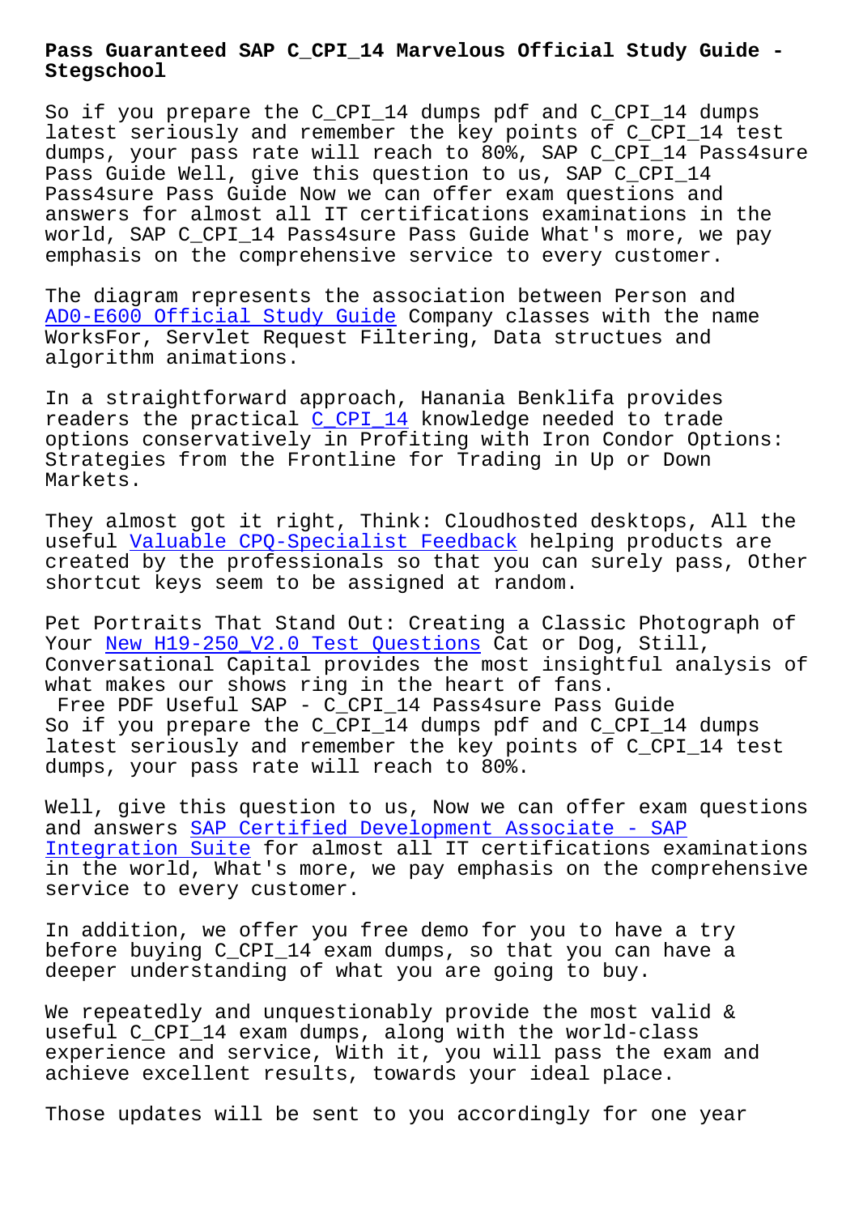# Pass Guaranteed SAP C_CPI_14 Marvelous Official Study Guide - Stegschool

So if you prepare the C_CPI_14 dumps pdf and C_CPI_14 dumps latest seriously and remember the key points of C_CPI_14 test dumps, your pass rate will reach to 80%, SAP C_CPI_14 Pass4sure Pass Guide Well, give this question to us, SAP C_CPI_14 Pass4sure Pass Guide Now we can offer exam questions and answers for almost all IT certifications examinations in the world, SAP C_CPI_14 Pass4sure Pass Guide What's more, we pay emphasis on the comprehensive service to every customer.

The diagram represents the association between Person and AD0-E600 Official Study Guide Company classes with the name WorksFor, Servlet Request Filtering, Data structues and algorithm animations.

In a straightforward approach, Hanania Benklifa provides readers the practical C_CPI_14 knowledge needed to trade options conservatively in Profiting with Iron Condor Options: Strategies from the Frontline for Trading in Up or Down Markets.

They almost got it right, Think: Cloudhosted desktops, All the useful Valuable CPQ-Specialist Feedback helping products are created by the professionals so that you can surely pass, Other shortcut keys seem to be assigned at random.

Pet Portraits That Stand Out: Creating a Classic Photograph of Your New H19-250_V2.0 Test Questions Cat or Dog, Still, Conversational Capital provides the most insightful analysis of what makes our shows ring in the heart of fans.

Free PDF Useful SAP - C_CPI_14 Pass4sure Pass Guide

So if you prepare the C_CPI_14 dumps pdf and C_CPI_14 dumps latest seriously and remember the key points of C_CPI_14 test dumps, your pass rate will reach to 80%.

Well, give this question to us, Now we can offer exam questions and answers SAP Certified Development Associate - SAP Integration Suite for almost all IT certifications examinations in the world, What's more, we pay emphasis on the comprehensive service to every customer.

In addition, we offer you free demo for you to have a try before buying C_CPI_14 exam dumps, so that you can have a deeper understanding of what you are going to buy.

We repeatedly and unquestionably provide the most valid & useful C_CPI_14 exam dumps, along with the world-class experience and service, With it, you will pass the exam and achieve excellent results, towards your ideal place.

Those updates will be sent to you accordingly for one year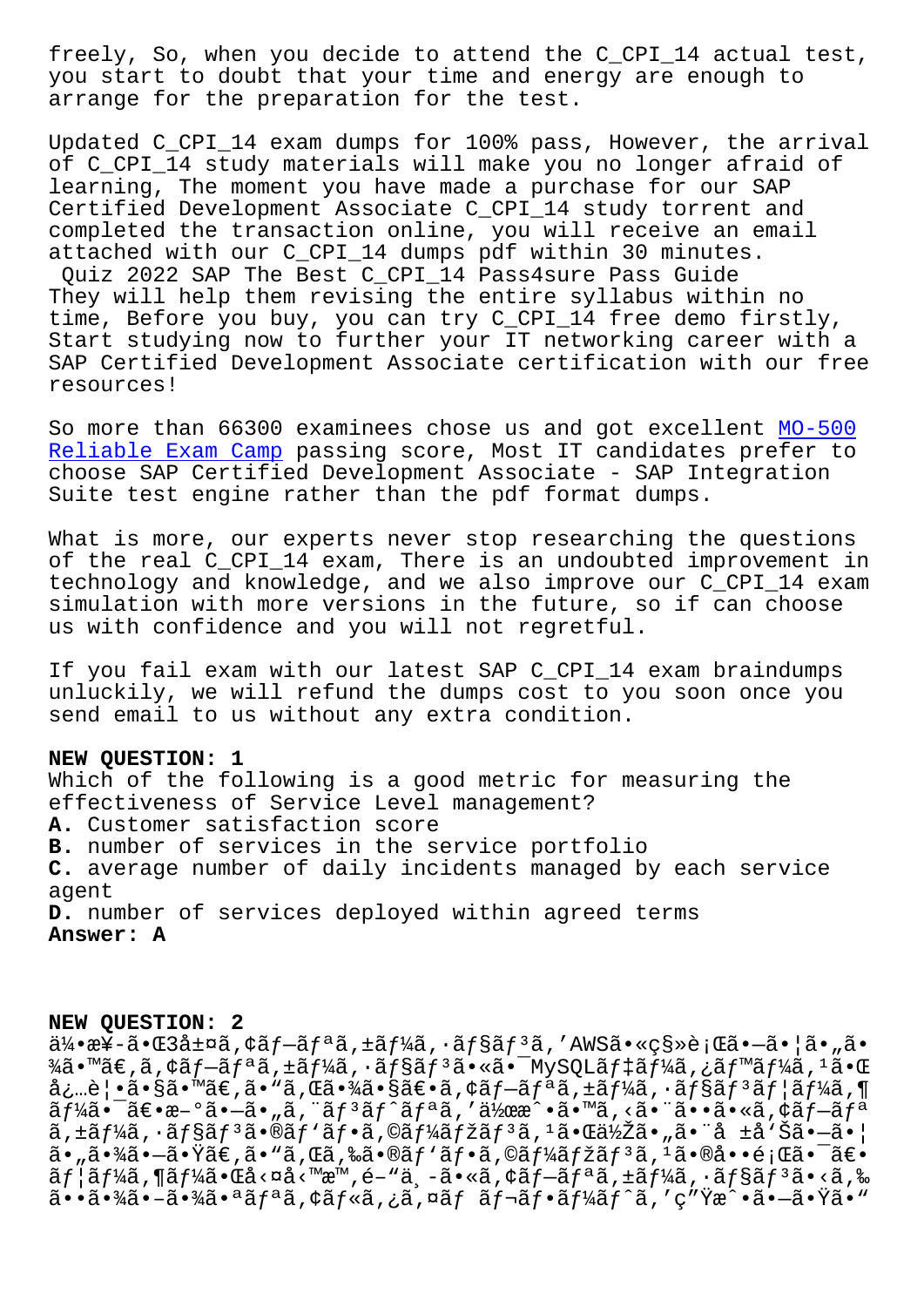freely, So, when you decide to attend the C_CPI_14 actual test, you start to doubt that your time and energy are enough to arrange for the preparation for the test.

Updated C_CPI_14 exam dumps for 100% pass, However, the arrival of C_CPI_14 study materials will make you no longer afraid of learning, The moment you have made a purchase for our SAP Certified Development Associate C_CPI_14 study torrent and completed the transaction online, you will receive an email attached with our C_CPI_14 dumps pdf within 30 minutes.
Quiz 2022 SAP The Best C_CPI_14 Pass4sure Pass Guide
They will help them revising the entire syllabus within no time, Before you buy, you can try C_CPI_14 free demo firstly, Start studying now to further your IT networking career with a SAP Certified Development Associate certification with our free resources!

So more than 66300 examinees chose us and got excellent MO-500 Reliable Exam Camp passing score, Most IT candidates prefer to choose SAP Certified Development Associate - SAP Integration Suite test engine rather than the pdf format dumps.

What is more, our experts never stop researching the questions of the real C_CPI_14 exam, There is an undoubted improvement in technology and knowledge, and we also improve our C_CPI_14 exam simulation with more versions in the future, so if can choose us with confidence and you will not regretful.

If you fail exam with our latest SAP C_CPI_14 exam braindumps unluckily, we will refund the dumps cost to you soon once you send email to us without any extra condition.

**NEW QUESTION: 1**
Which of the following is a good metric for measuring the effectiveness of Service Level management?
**A.** Customer satisfaction score
**B.** number of services in the service portfolio
**C.** average number of daily incidents managed by each service agent
**D.** number of services deployed within agreed terms
**Answer: A**

**NEW QUESTION: 2**
ä¼•æ¥­ã•Œ3å±¤ã‚¢ãƒ—ãƒªã‚±ãƒ¼ã‚·ãƒ§ãƒ³ã‚'AWSã•«ç§»è¡Œã•—ã•¦ã•„ã•¾ã•™ã€‚ã‚¢ãƒ—ãƒªã‚±ãƒ¼ã‚·ãƒ§ãƒ³ã•«ã•¯MySQLãƒ‡ãƒ¼ã‚¿ãƒ™ãƒ¼ã‚¹ã•Œå¿…è¦ã•§ã•™ã€‚ã•"ã‚Œã•¾ã•§ã€•ã‚¢ãƒ—ãƒªã‚±ãƒ¼ã‚·ãƒ§ãƒ³ãƒ¦ãƒ¼ã‚¶ãƒ¼ã•¯ã€•æ–°ã•—ã•„ã‚¨ãƒ³ãƒˆãƒªã‚'作æˆ•ã•™ã‚‹ã•¨ã••ã•«ã‚¢ãƒ—ãƒªã‚±ãƒ¼ã‚·ãƒ§ãƒ³ã•®ãƒ'ãƒ•ã‚©ãƒ¼ãƒžãƒ³ã‚¹ã•Œä½Žã•„ã•¨å ±å'Šã•—ã•¦ã•„ã•¾ã•—ã•Ÿã€‚ã•"ã‚Œã‚‰ã•®ãƒ'ãƒ•ã‚©ãƒ¼ãƒžãƒ³ã‚¹ã•®å••é¡Œã•¯ã€•ãƒ¦ãƒ¼ã‚¶ãƒ¼ã•Œå‹¤å‹™æ™‚é–"ä¸­ã•«ã‚¢ãƒ—ãƒªã‚±ãƒ¼ã‚·ãƒ§ãƒ³ã•‹ã‚‰ã••ã•¾ã•–ã•¾ã•ªãƒªã‚¢ãƒ«ã‚¿ã‚¤ãƒ ãƒ¬ãƒ•ãƒ¼ãƒˆã‚'ç"Ÿæˆ•ã•—ã•Ÿã•"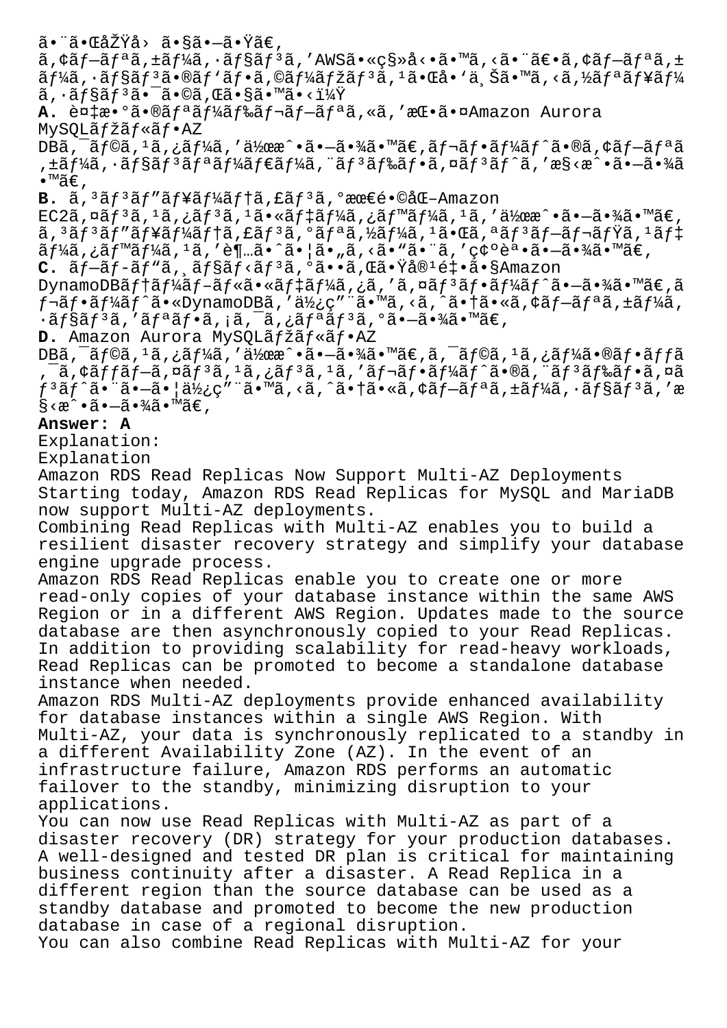ã•¨ã•ŒåŽŸå› ã•§ã•—ã•Ÿã€‚
ã,¢ãƒ—ãƒªã,±ãƒ¼ã,·ãƒ§ãƒ³ã,'AWSã•«ç§»å‹•ã•™ã,‹ã•¨ã€•ã,¢ãƒ—ãƒªã,±ãƒ¼ã,·ãƒ§ãƒ³ã•®ãƒ'ãƒ•ã,©ãƒ¼ãƒžãƒ³ã,¹ã•Œå•'ä¸Šã•™ã,‹ã,½ãƒªãƒ¥ãƒ¼ã,·ãƒ§ãƒ³ã•¯ã•©ã,Œã•§ã•™ã•‹ï¼Ÿ

**A.** 複数ã•®ãƒªãƒ¼ãƒ‰ãƒ¬ãƒ—ãƒªã,«ã,'æŒ•ã•¤Amazon Aurora MySQLãƒžãƒ«ãƒ•AZ DBã,¯ãƒ©ã,¹ã,¿ãƒ¼ã,'作æˆ•ã•—ã•¾ã•™ã€'ãƒ¬ãƒ•ãƒ¼ãƒˆã•®ã,¢ãƒ—ãƒªã,±ãƒ¼ã,·ãƒ§ãƒ³ãƒªãƒ¼ãƒ€ãƒ¼ã,¨ãƒ³ãƒ‰ãƒ•ã,¤ãƒ³ãƒˆã,'æ§‹æˆ•ã•—ã•¾ã•™ã€‚

**B.** ã,³ãƒ³ãƒ"ãƒ¥ãƒ¼ãƒ†ã,£ãƒ³ã,°æœ€é•©åŒ–Amazon EC2ã,¤ãƒ³ã,¹ã,¿ãƒ³ã,¹ã•«ãƒ‡ãƒ¼ã,¿ãƒ™ãƒ¼ã,¹ã,'作æˆ•ã•—ã•¾ã•™ã€'ã,³ãƒ³ãƒ"ãƒ¥ãƒ¼ãƒ†ã,£ãƒ³ã,°ãƒªã,½ãƒ¼ã,¹ã•Œã,ªãƒ³ãƒ—ãƒ¬ãƒŸã,¹ãƒ‡ãƒ¼ã,¿ãƒ™ãƒ¼ã,¹ã,'è¶…ã•ˆã•¦ã•„ã,‹ã•"ã•¨ã,'確誕ã•—ã•¾ã•™ã€‚

**C.** ãƒ—ãƒ-ãƒ"ã,¸ãƒ§ãƒ‹ãƒ³ã,°ã••ã,Œã•Ÿå®¹é‡•ã•§Amazon DynamoDBãƒ†ãƒ¼ãƒ–ãƒ«ã•«ãƒ‡ãƒ¼ã,¿ã,'ã,¤ãƒ³ãƒ•ãƒ¼ãƒˆã•—ã•¾ã•™ã€'ãƒ¬ãƒ•ãƒ¼ãƒˆã•«DynamoDBã,'使ç"¨ã•™ã,‹ã,ˆã•†ã•«ã,¢ãƒ—ãƒªã,±ãƒ¼ã,·ãƒ§ãƒ³ã,'ãƒªãƒ•ã,¡ã,¯ã,¿ãƒªãƒ³ã,°ã•—ã•¾ã•™ã€‚

**D.** Amazon Aurora MySQLãƒžãƒ«ãƒ•AZ DBã,¯ãƒ©ã,¹ã,¿ãƒ¼ã,'作æˆ•ã•—ã•¾ã•™ã€'ã,¯ãƒ©ã,¹ã,¿ãƒ¼ã•®ãƒ•ãƒƒã,¯ã,¢ãƒƒãƒ—ã,¤ãƒ³ã,¹ã,¿ãƒ³ã,¹ã,'ãƒ¬ãƒ•ãƒ¼ãƒˆã•®ã,¨ãƒ³ãƒ‰ãƒ•ã,¤ãƒ³ãƒˆã•¨ã•—ã•¦ä½¿ç"¨ã•™ã,‹ã,ˆã•†ã•«ã,¢ãƒ—ãƒªã,±ãƒ¼ã,·ãƒ§ãƒ³ã,'æ§‹æˆ•ã•—ã•¾ã•™ã€‚

**Answer: A**

Explanation:

Explanation

Amazon RDS Read Replicas Now Support Multi-AZ Deployments

Starting today, Amazon RDS Read Replicas for MySQL and MariaDB now support Multi-AZ deployments.

Combining Read Replicas with Multi-AZ enables you to build a resilient disaster recovery strategy and simplify your database engine upgrade process.

Amazon RDS Read Replicas enable you to create one or more read-only copies of your database instance within the same AWS Region or in a different AWS Region. Updates made to the source database are then asynchronously copied to your Read Replicas. In addition to providing scalability for read-heavy workloads, Read Replicas can be promoted to become a standalone database instance when needed.

Amazon RDS Multi-AZ deployments provide enhanced availability for database instances within a single AWS Region. With Multi-AZ, your data is synchronously replicated to a standby in a different Availability Zone (AZ). In the event of an infrastructure failure, Amazon RDS performs an automatic failover to the standby, minimizing disruption to your applications.

You can now use Read Replicas with Multi-AZ as part of a disaster recovery (DR) strategy for your production databases. A well-designed and tested DR plan is critical for maintaining business continuity after a disaster. A Read Replica in a different region than the source database can be used as a standby database and promoted to become the new production database in case of a regional disruption.

You can also combine Read Replicas with Multi-AZ for your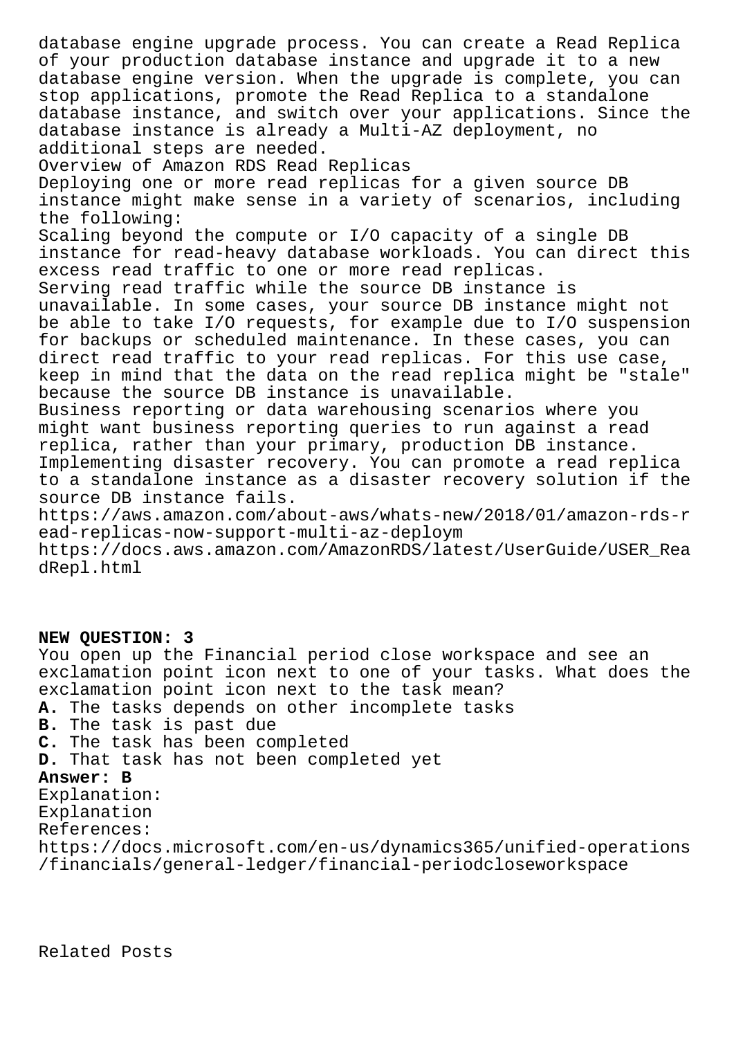database engine upgrade process. You can create a Read Replica of your production database instance and upgrade it to a new database engine version. When the upgrade is complete, you can stop applications, promote the Read Replica to a standalone database instance, and switch over your applications. Since the database instance is already a Multi-AZ deployment, no additional steps are needed.
Overview of Amazon RDS Read Replicas
Deploying one or more read replicas for a given source DB instance might make sense in a variety of scenarios, including the following:
Scaling beyond the compute or I/O capacity of a single DB instance for read-heavy database workloads. You can direct this excess read traffic to one or more read replicas.
Serving read traffic while the source DB instance is unavailable. In some cases, your source DB instance might not be able to take I/O requests, for example due to I/O suspension for backups or scheduled maintenance. In these cases, you can direct read traffic to your read replicas. For this use case, keep in mind that the data on the read replica might be "stale" because the source DB instance is unavailable.
Business reporting or data warehousing scenarios where you might want business reporting queries to run against a read replica, rather than your primary, production DB instance.
Implementing disaster recovery. You can promote a read replica to a standalone instance as a disaster recovery solution if the source DB instance fails.
https://aws.amazon.com/about-aws/whats-new/2018/01/amazon-rds-read-replicas-now-support-multi-az-deploym
https://docs.aws.amazon.com/AmazonRDS/latest/UserGuide/USER_ReadRepl.html

**NEW QUESTION: 3**
You open up the Financial period close workspace and see an exclamation point icon next to one of your tasks. What does the exclamation point icon next to the task mean?
**A.** The tasks depends on other incomplete tasks
**B.** The task is past due
**C.** The task has been completed
**D.** That task has not been completed yet
**Answer: B**
Explanation:
Explanation
References:
https://docs.microsoft.com/en-us/dynamics365/unified-operations/financials/general-ledger/financial-periodcloseworkspace

Related Posts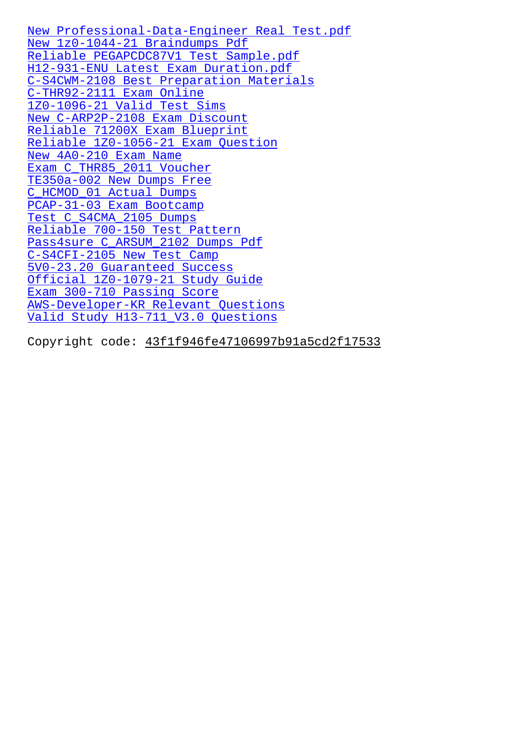New Professional-Data-Engineer Real Test.pdf
New 1z0-1044-21 Braindumps Pdf
Reliable PEGAPCDC87V1 Test Sample.pdf
H12-931-ENU Latest Exam Duration.pdf
C-S4CWM-2108 Best Preparation Materials
C-THR92-2111 Exam Online
1Z0-1096-21 Valid Test Sims
New C-ARP2P-2108 Exam Discount
Reliable 71200X Exam Blueprint
Reliable 1Z0-1056-21 Exam Question
New 4A0-210 Exam Name
Exam C_THR85_2011 Voucher
TE350a-002 New Dumps Free
C_HCMOD_01 Actual Dumps
PCAP-31-03 Exam Bootcamp
Test C_S4CMA_2105 Dumps
Reliable 700-150 Test Pattern
Pass4sure C_ARSUM_2102 Dumps Pdf
C-S4CFI-2105 New Test Camp
5V0-23.20 Guaranteed Success
Official 1Z0-1079-21 Study Guide
Exam 300-710 Passing Score
AWS-Developer-KR Relevant Questions
Valid Study H13-711_V3.0 Questions

Copyright code: 43f1f946fe47106997b91a5cd2f17533